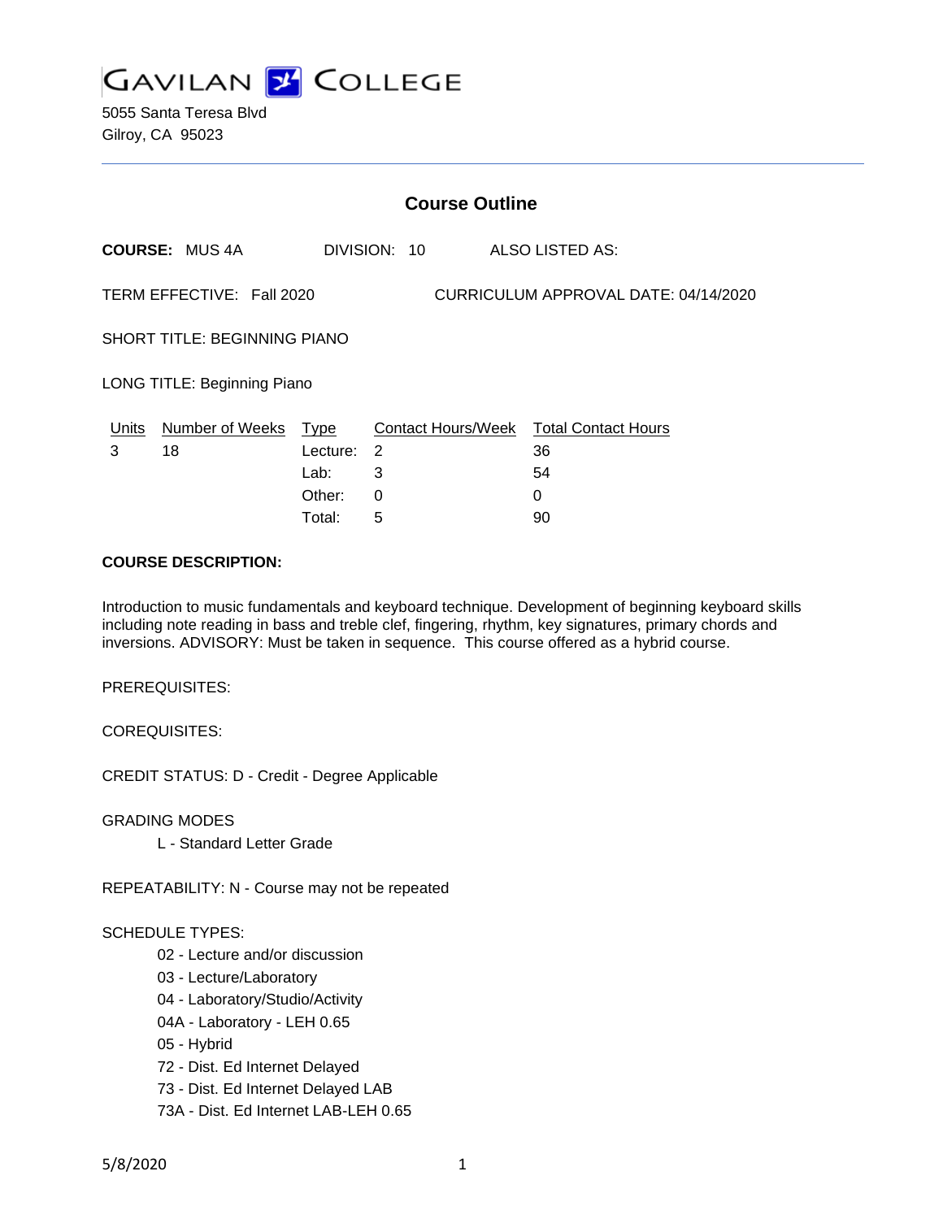# GAVILAN COLLEGE

5055 Santa Teresa Blvd
Gilroy, CA 95023

---

## Course Outline

**COURSE:** MUS 4A    DIVISION: 10    ALSO LISTED AS:

TERM EFFECTIVE: Fall 2020    CURRICULUM APPROVAL DATE: 04/14/2020

SHORT TITLE: BEGINNING PIANO

LONG TITLE: Beginning Piano

| Units | Number of Weeks | Type | Contact Hours/Week | Total Contact Hours |
|---|---|---|---|---|
| 3 | 18 | Lecture: | 2 | 36 |
| | | Lab: | 3 | 54 |
| | | Other: | 0 | 0 |
| | | Total: | 5 | 90 |

**COURSE DESCRIPTION:**

Introduction to music fundamentals and keyboard technique. Development of beginning keyboard skills including note reading in bass and treble clef, fingering, rhythm, key signatures, primary chords and inversions. ADVISORY: Must be taken in sequence. This course offered as a hybrid course.

PREREQUISITES:

COREQUISITES:

CREDIT STATUS: D - Credit - Degree Applicable

GRADING MODES

- L - Standard Letter Grade

REPEATABILITY: N - Course may not be repeated

SCHEDULE TYPES:

- 02 - Lecture and/or discussion
- 03 - Lecture/Laboratory
- 04 - Laboratory/Studio/Activity
- 04A - Laboratory - LEH 0.65
- 05 - Hybrid
- 72 - Dist. Ed Internet Delayed
- 73 - Dist. Ed Internet Delayed LAB
- 73A - Dist. Ed Internet LAB-LEH 0.65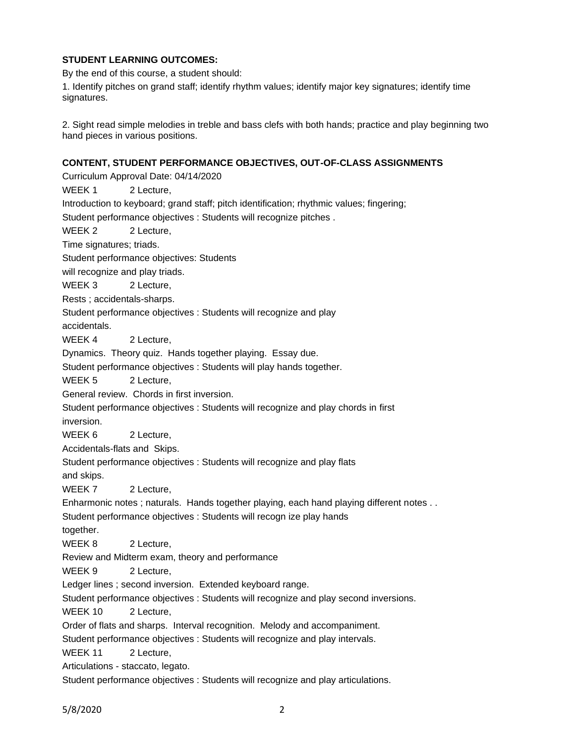**STUDENT LEARNING OUTCOMES:**

By the end of this course, a student should:

1. Identify pitches on grand staff; identify rhythm values; identify major key signatures; identify time signatures.

2. Sight read simple melodies in treble and bass clefs with both hands; practice and play beginning two hand pieces in various positions.

**CONTENT, STUDENT PERFORMANCE OBJECTIVES, OUT-OF-CLASS ASSIGNMENTS**

Curriculum Approval Date: 04/14/2020

WEEK 1 2 Lecture,

Introduction to keyboard; grand staff; pitch identification; rhythmic values; fingering;

Student performance objectives : Students will recognize pitches .

WEEK 2 2 Lecture,

Time signatures; triads.

Student performance objectives: Students will recognize and play triads.

WEEK 3 2 Lecture,

Rests ; accidentals-sharps.

Student performance objectives : Students will recognize and play accidentals.

WEEK 4 2 Lecture,

Dynamics. Theory quiz. Hands together playing. Essay due.

Student performance objectives : Students will play hands together.

WEEK 5 2 Lecture,

General review. Chords in first inversion.

Student performance objectives : Students will recognize and play chords in first inversion.

WEEK 6 2 Lecture,

Accidentals-flats and Skips.

Student performance objectives : Students will recognize and play flats and skips.

WEEK 7 2 Lecture,

Enharmonic notes ; naturals. Hands together playing, each hand playing different notes . .

Student performance objectives : Students will recogn ize play hands together.

WEEK 8 2 Lecture,

Review and Midterm exam, theory and performance

WEEK 9 2 Lecture,

Ledger lines ; second inversion. Extended keyboard range.

Student performance objectives : Students will recognize and play second inversions.

WEEK 10 2 Lecture,

Order of flats and sharps. Interval recognition. Melody and accompaniment.

Student performance objectives : Students will recognize and play intervals.

WEEK 11 2 Lecture,

Articulations - staccato, legato.

Student performance objectives : Students will recognize and play articulations.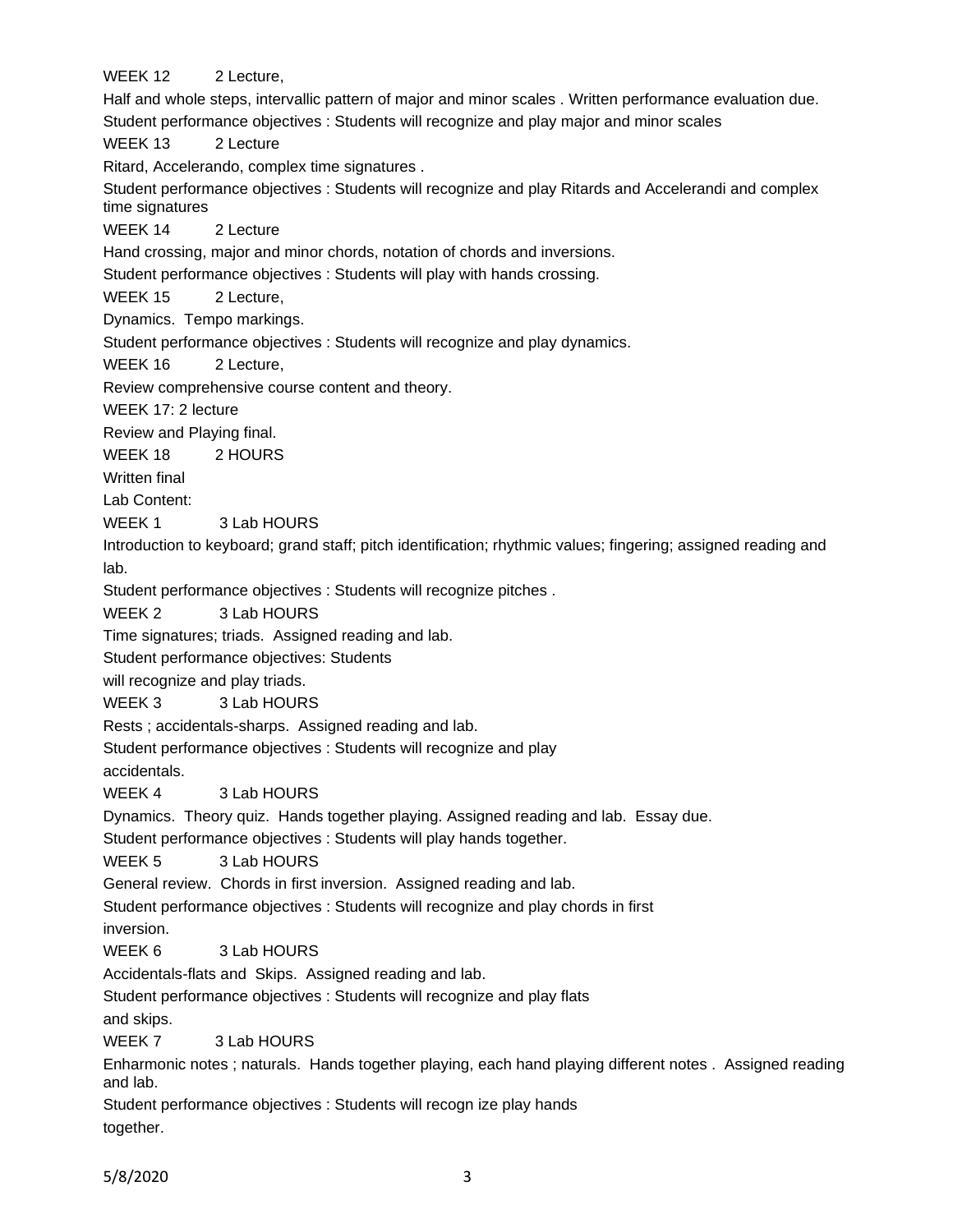WEEK 12 2 Lecture,

Half and whole steps, intervallic pattern of major and minor scales . Written performance evaluation due.

Student performance objectives : Students will recognize and play major and minor scales

WEEK 13 2 Lecture

Ritard, Accelerando, complex time signatures .

Student performance objectives : Students will recognize and play Ritards and Accelerandi and complex time signatures

WEEK 14 2 Lecture

Hand crossing, major and minor chords, notation of chords and inversions.

Student performance objectives : Students will play with hands crossing.

WEEK 15 2 Lecture,

Dynamics. Tempo markings.

Student performance objectives : Students will recognize and play dynamics.

WEEK 16 2 Lecture,

Review comprehensive course content and theory.

WEEK 17: 2 lecture

Review and Playing final.

WEEK 18 2 HOURS

Written final

Lab Content:

WEEK 1 3 Lab HOURS

Introduction to keyboard; grand staff; pitch identification; rhythmic values; fingering; assigned reading and lab.

Student performance objectives : Students will recognize pitches .

WEEK 2 3 Lab HOURS

Time signatures; triads. Assigned reading and lab.

Student performance objectives: Students will recognize and play triads.

WEEK 3 3 Lab HOURS

Rests ; accidentals-sharps. Assigned reading and lab.

Student performance objectives : Students will recognize and play accidentals.

WEEK 4 3 Lab HOURS

Dynamics. Theory quiz. Hands together playing. Assigned reading and lab. Essay due.

Student performance objectives : Students will play hands together.

WEEK 5 3 Lab HOURS

General review. Chords in first inversion. Assigned reading and lab.

Student performance objectives : Students will recognize and play chords in first inversion.

WEEK 6 3 Lab HOURS

Accidentals-flats and Skips. Assigned reading and lab.

Student performance objectives : Students will recognize and play flats and skips.

WEEK 7 3 Lab HOURS

Enharmonic notes ; naturals. Hands together playing, each hand playing different notes . Assigned reading and lab.

Student performance objectives : Students will recogn ize play hands together.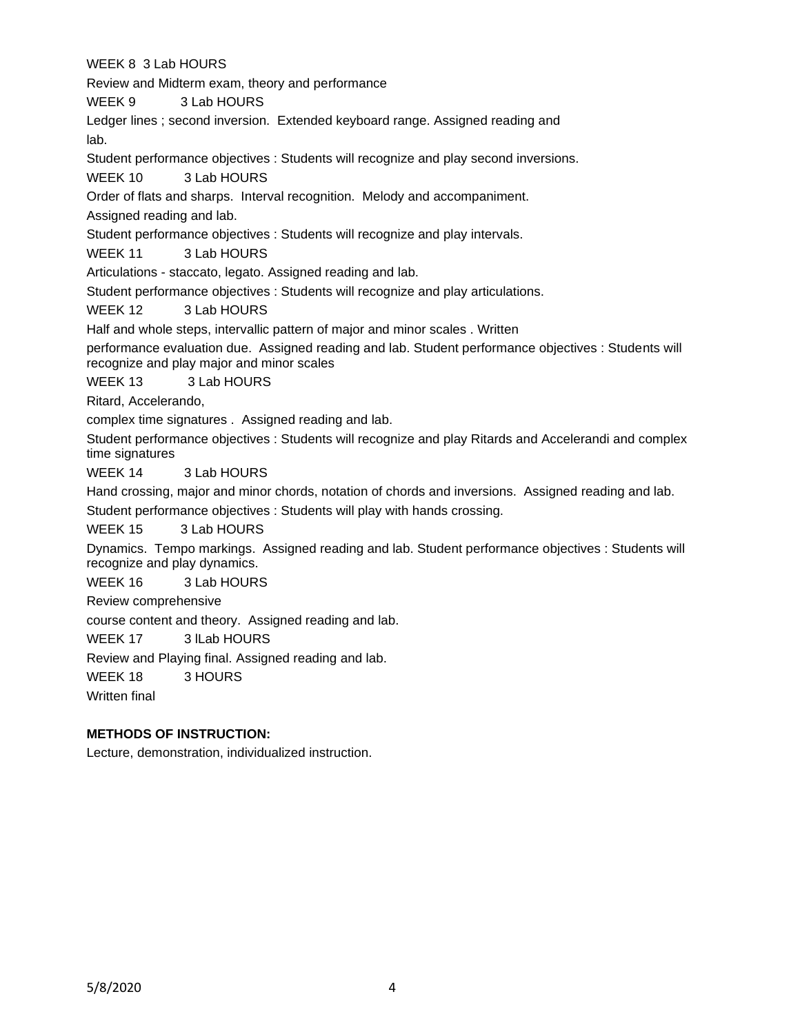WEEK 8 3 Lab HOURS

Review and Midterm exam, theory and performance

WEEK 9 3 Lab HOURS

Ledger lines ; second inversion. Extended keyboard range. Assigned reading and lab.

Student performance objectives : Students will recognize and play second inversions.

WEEK 10 3 Lab HOURS

Order of flats and sharps. Interval recognition. Melody and accompaniment.

Assigned reading and lab.

Student performance objectives : Students will recognize and play intervals.

WEEK 11 3 Lab HOURS

Articulations - staccato, legato. Assigned reading and lab.

Student performance objectives : Students will recognize and play articulations.

WEEK 12 3 Lab HOURS

Half and whole steps, intervallic pattern of major and minor scales . Written performance evaluation due. Assigned reading and lab. Student performance objectives : Students will recognize and play major and minor scales

WEEK 13 3 Lab HOURS

Ritard, Accelerando,

complex time signatures . Assigned reading and lab.

Student performance objectives : Students will recognize and play Ritards and Accelerandi and complex time signatures

WEEK 14 3 Lab HOURS

Hand crossing, major and minor chords, notation of chords and inversions. Assigned reading and lab.

Student performance objectives : Students will play with hands crossing.

WEEK 15 3 Lab HOURS

Dynamics. Tempo markings. Assigned reading and lab. Student performance objectives : Students will recognize and play dynamics.

WEEK 16 3 Lab HOURS

Review comprehensive

course content and theory. Assigned reading and lab.

WEEK 17 3 lLab HOURS

Review and Playing final. Assigned reading and lab.

WEEK 18 3 HOURS

Written final

**METHODS OF INSTRUCTION:**

Lecture, demonstration, individualized instruction.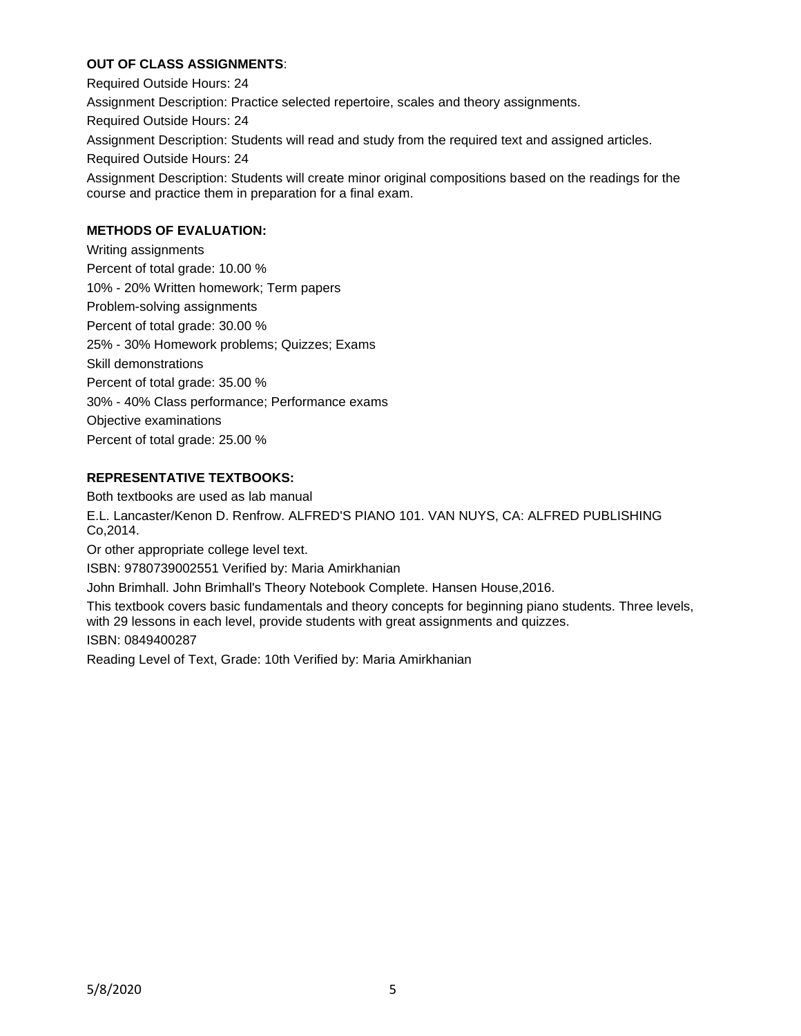**OUT OF CLASS ASSIGNMENTS**:

Required Outside Hours: 24

Assignment Description: Practice selected repertoire, scales and theory assignments.

Required Outside Hours: 24

Assignment Description: Students will read and study from the required text and assigned articles.

Required Outside Hours: 24

Assignment Description: Students will create minor original compositions based on the readings for the course and practice them in preparation for a final exam.

**METHODS OF EVALUATION:**

Writing assignments

Percent of total grade: 10.00 %

10% - 20% Written homework; Term papers

Problem-solving assignments

Percent of total grade: 30.00 %

25% - 30% Homework problems; Quizzes; Exams

Skill demonstrations

Percent of total grade: 35.00 %

30% - 40% Class performance; Performance exams

Objective examinations

Percent of total grade: 25.00 %

**REPRESENTATIVE TEXTBOOKS:**

Both textbooks are used as lab manual

E.L. Lancaster/Kenon D. Renfrow. ALFRED'S PIANO 101. VAN NUYS, CA: ALFRED PUBLISHING Co,2014.

Or other appropriate college level text.

ISBN: 9780739002551 Verified by: Maria Amirkhanian

John Brimhall. John Brimhall's Theory Notebook Complete. Hansen House,2016.

This textbook covers basic fundamentals and theory concepts for beginning piano students. Three levels, with 29 lessons in each level, provide students with great assignments and quizzes.

ISBN: 0849400287

Reading Level of Text, Grade: 10th Verified by: Maria Amirkhanian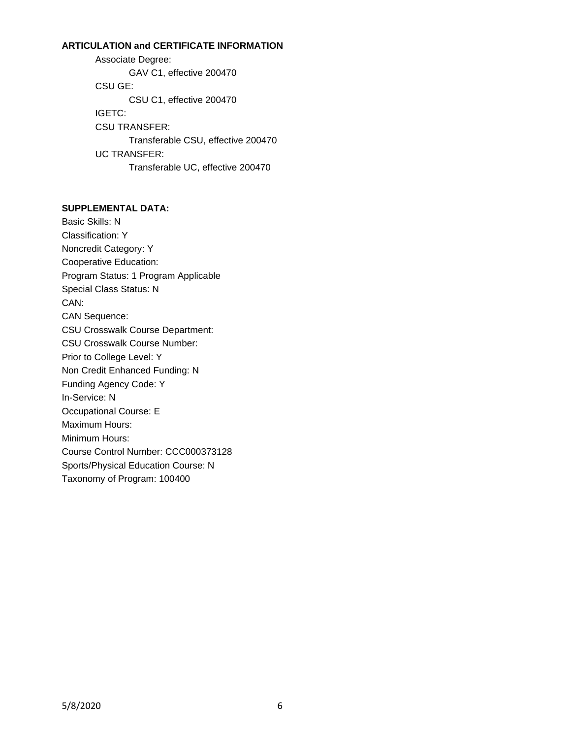**ARTICULATION and CERTIFICATE INFORMATION**

Associate Degree:

GAV C1, effective 200470

CSU GE:

CSU C1, effective 200470

IGETC:

CSU TRANSFER:

Transferable CSU, effective 200470

UC TRANSFER:

Transferable UC, effective 200470

**SUPPLEMENTAL DATA:**

Basic Skills: N
Classification: Y
Noncredit Category: Y
Cooperative Education:
Program Status: 1 Program Applicable
Special Class Status: N
CAN:
CAN Sequence:
CSU Crosswalk Course Department:
CSU Crosswalk Course Number:
Prior to College Level: Y
Non Credit Enhanced Funding: N
Funding Agency Code: Y
In-Service: N
Occupational Course: E
Maximum Hours:
Minimum Hours:
Course Control Number: CCC000373128
Sports/Physical Education Course: N
Taxonomy of Program: 100400